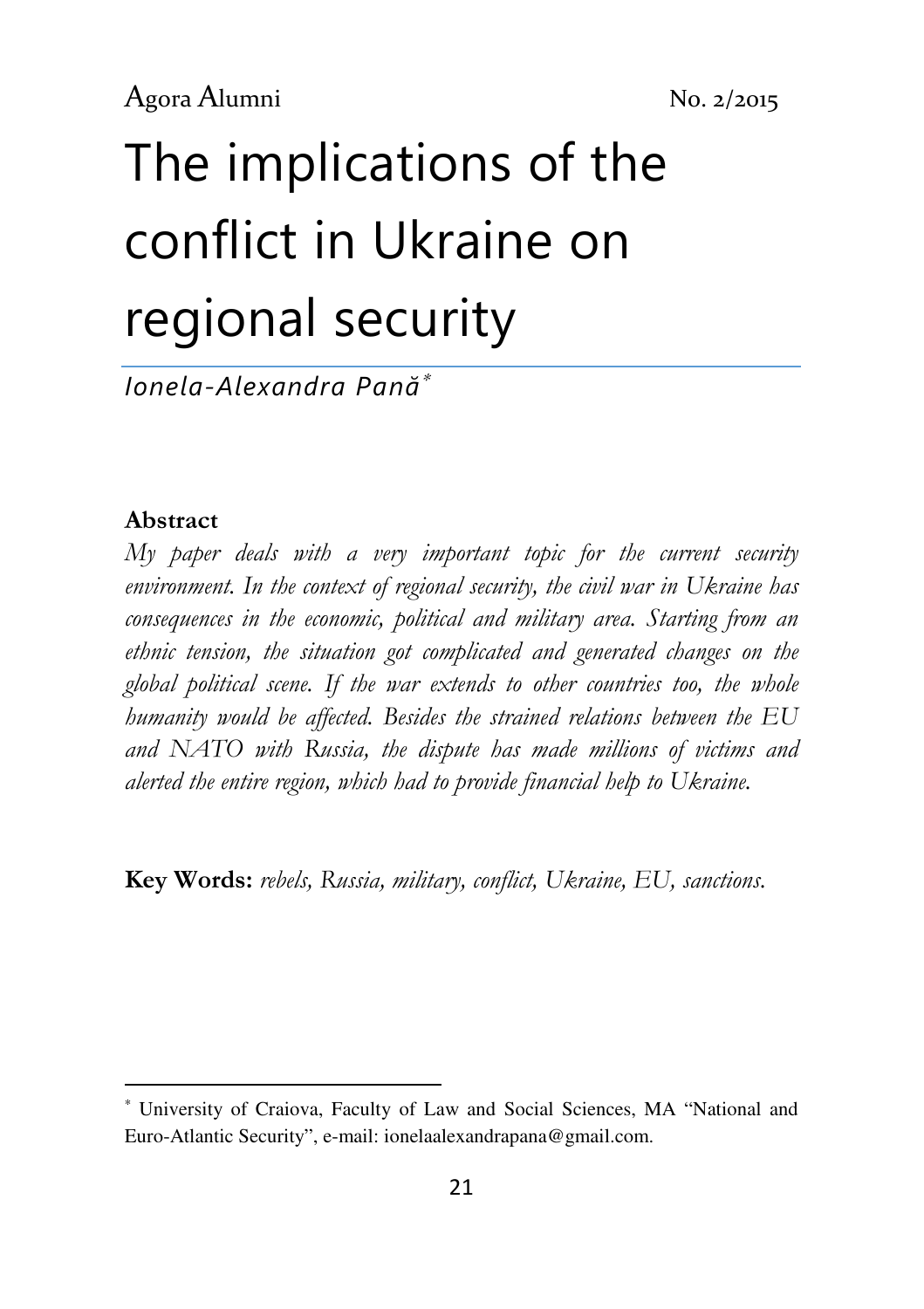# The implications of the conflict in Ukraine on regional security

*Ionela-Alexandra Pană*[*]

## Abstract

*My paper deals with a very important topic for the current security environment. In the context of regional security, the civil war in Ukraine has consequences in the economic, political and military area. Starting from an ethnic tension, the situation got complicated and generated changes on the global political scene. If the war extends to other countries too, the whole humanity would be affected. Besides the strained relations between the EU and NATO with Russia, the dispute has made millions of victims and alerted the entire region, which had to provide financial help to Ukraine.*

**Key Words:** *rebels, Russia, military, conflict, Ukraine, EU, sanctions.*

---

[*] University of Craiova, Faculty of Law and Social Sciences, MA "National and Euro-Atlantic Security", e-mail: ionelaalexandrapana@gmail.com.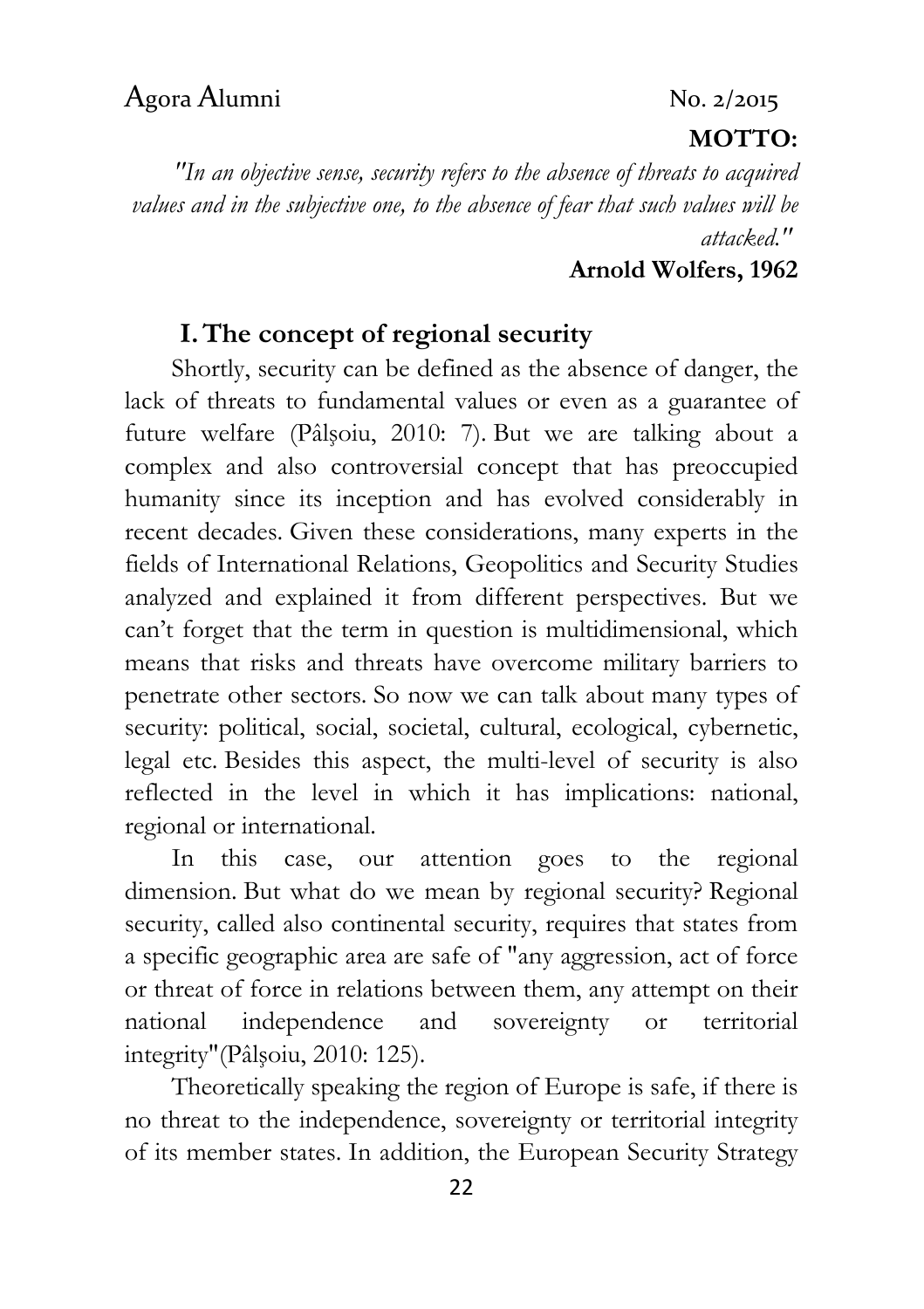**MOTTO:**

*"In an objective sense, security refers to the absence of threats to acquired values and in the subjective one, to the absence of fear that such values will be attacked."*

**Arnold Wolfers, 1962**

## I. The concept of regional security

Shortly, security can be defined as the absence of danger, the lack of threats to fundamental values or even as a guarantee of future welfare (Pâlşoiu, 2010: 7). But we are talking about a complex and also controversial concept that has preoccupied humanity since its inception and has evolved considerably in recent decades. Given these considerations, many experts in the fields of International Relations, Geopolitics and Security Studies analyzed and explained it from different perspectives. But we can't forget that the term in question is multidimensional, which means that risks and threats have overcome military barriers to penetrate other sectors. So now we can talk about many types of security: political, social, societal, cultural, ecological, cybernetic, legal etc. Besides this aspect, the multi-level of security is also reflected in the level in which it has implications: national, regional or international.

In this case, our attention goes to the regional dimension. But what do we mean by regional security? Regional security, called also continental security, requires that states from a specific geographic area are safe of "any aggression, act of force or threat of force in relations between them, any attempt on their national independence and sovereignty or territorial integrity"(Pâlşoiu, 2010: 125).

Theoretically speaking the region of Europe is safe, if there is no threat to the independence, sovereignty or territorial integrity of its member states. In addition, the European Security Strategy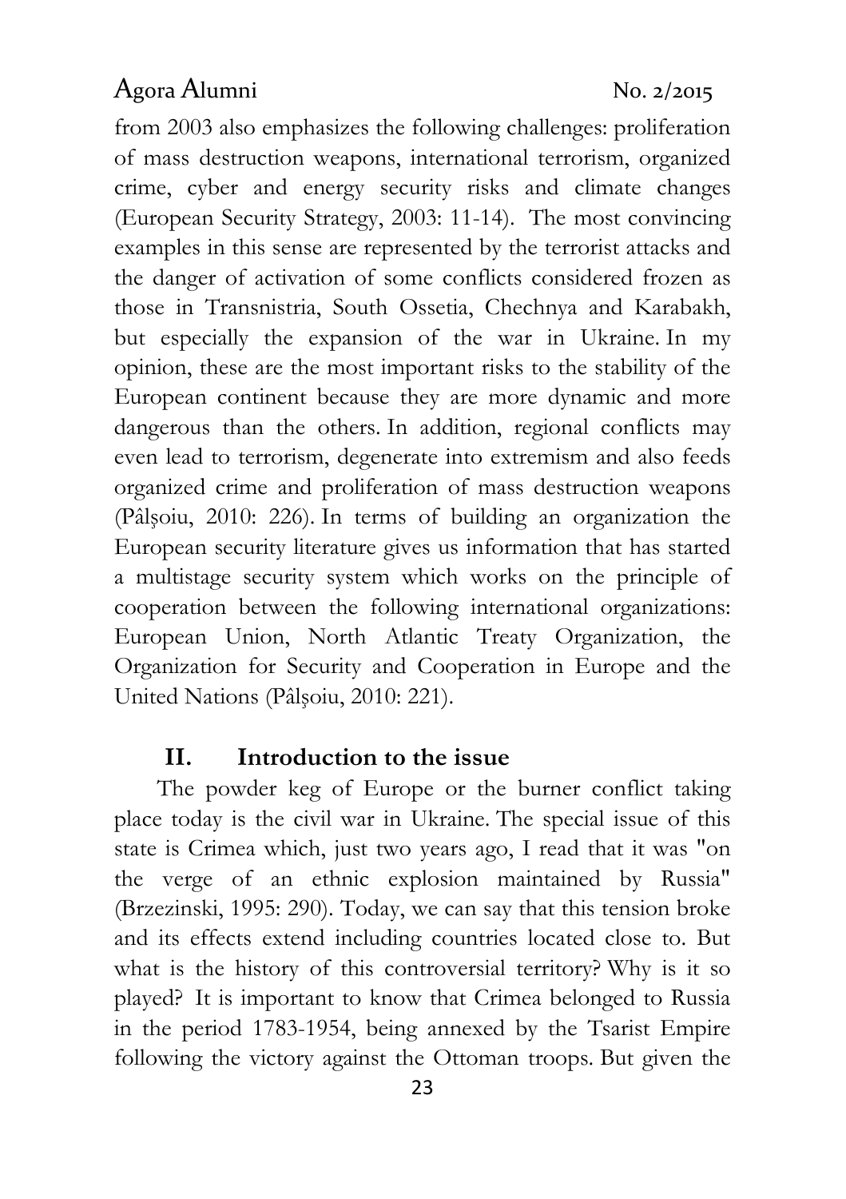from 2003 also emphasizes the following challenges: proliferation of mass destruction weapons, international terrorism, organized crime, cyber and energy security risks and climate changes (European Security Strategy, 2003: 11-14). The most convincing examples in this sense are represented by the terrorist attacks and the danger of activation of some conflicts considered frozen as those in Transnistria, South Ossetia, Chechnya and Karabakh, but especially the expansion of the war in Ukraine. In my opinion, these are the most important risks to the stability of the European continent because they are more dynamic and more dangerous than the others. In addition, regional conflicts may even lead to terrorism, degenerate into extremism and also feeds organized crime and proliferation of mass destruction weapons (Pâlşoiu, 2010: 226). In terms of building an organization the European security literature gives us information that has started a multistage security system which works on the principle of cooperation between the following international organizations: European Union, North Atlantic Treaty Organization, the Organization for Security and Cooperation in Europe and the United Nations (Pâlşoiu, 2010: 221).

## II. Introduction to the issue

The powder keg of Europe or the burner conflict taking place today is the civil war in Ukraine. The special issue of this state is Crimea which, just two years ago, I read that it was "on the verge of an ethnic explosion maintained by Russia" (Brzezinski, 1995: 290). Today, we can say that this tension broke and its effects extend including countries located close to. But what is the history of this controversial territory? Why is it so played? It is important to know that Crimea belonged to Russia in the period 1783-1954, being annexed by the Tsarist Empire following the victory against the Ottoman troops. But given the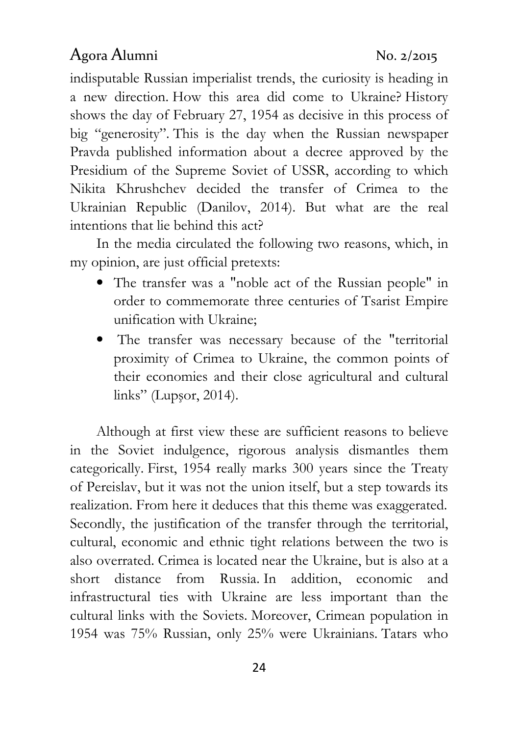indisputable Russian imperialist trends, the curiosity is heading in a new direction. How this area did come to Ukraine? History shows the day of February 27, 1954 as decisive in this process of big "generosity". This is the day when the Russian newspaper Pravda published information about a decree approved by the Presidium of the Supreme Soviet of USSR, according to which Nikita Khrushchev decided the transfer of Crimea to the Ukrainian Republic (Danilov, 2014). But what are the real intentions that lie behind this act?

In the media circulated the following two reasons, which, in my opinion, are just official pretexts:

- The transfer was a "noble act of the Russian people" in order to commemorate three centuries of Tsarist Empire unification with Ukraine;
- The transfer was necessary because of the "territorial proximity of Crimea to Ukraine, the common points of their economies and their close agricultural and cultural links" (Lupşor, 2014).

Although at first view these are sufficient reasons to believe in the Soviet indulgence, rigorous analysis dismantles them categorically. First, 1954 really marks 300 years since the Treaty of Pereislav, but it was not the union itself, but a step towards its realization. From here it deduces that this theme was exaggerated. Secondly, the justification of the transfer through the territorial, cultural, economic and ethnic tight relations between the two is also overrated. Crimea is located near the Ukraine, but is also at a short distance from Russia. In addition, economic and infrastructural ties with Ukraine are less important than the cultural links with the Soviets. Moreover, Crimean population in 1954 was 75% Russian, only 25% were Ukrainians. Tatars who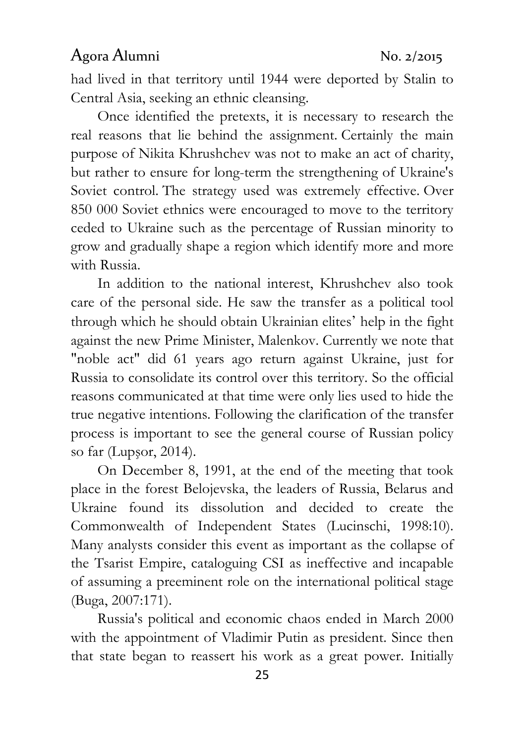had lived in that territory until 1944 were deported by Stalin to Central Asia, seeking an ethnic cleansing.

Once identified the pretexts, it is necessary to research the real reasons that lie behind the assignment. Certainly the main purpose of Nikita Khrushchev was not to make an act of charity, but rather to ensure for long-term the strengthening of Ukraine's Soviet control. The strategy used was extremely effective. Over 850 000 Soviet ethnics were encouraged to move to the territory ceded to Ukraine such as the percentage of Russian minority to grow and gradually shape a region which identify more and more with Russia.

In addition to the national interest, Khrushchev also took care of the personal side. He saw the transfer as a political tool through which he should obtain Ukrainian elites' help in the fight against the new Prime Minister, Malenkov. Currently we note that "noble act" did 61 years ago return against Ukraine, just for Russia to consolidate its control over this territory. So the official reasons communicated at that time were only lies used to hide the true negative intentions. Following the clarification of the transfer process is important to see the general course of Russian policy so far (Lupşor, 2014).

On December 8, 1991, at the end of the meeting that took place in the forest Belojevska, the leaders of Russia, Belarus and Ukraine found its dissolution and decided to create the Commonwealth of Independent States (Lucinschi, 1998:10). Many analysts consider this event as important as the collapse of the Tsarist Empire, cataloguing CSI as ineffective and incapable of assuming a preeminent role on the international political stage (Buga, 2007:171).

Russia's political and economic chaos ended in March 2000 with the appointment of Vladimir Putin as president. Since then that state began to reassert his work as a great power. Initially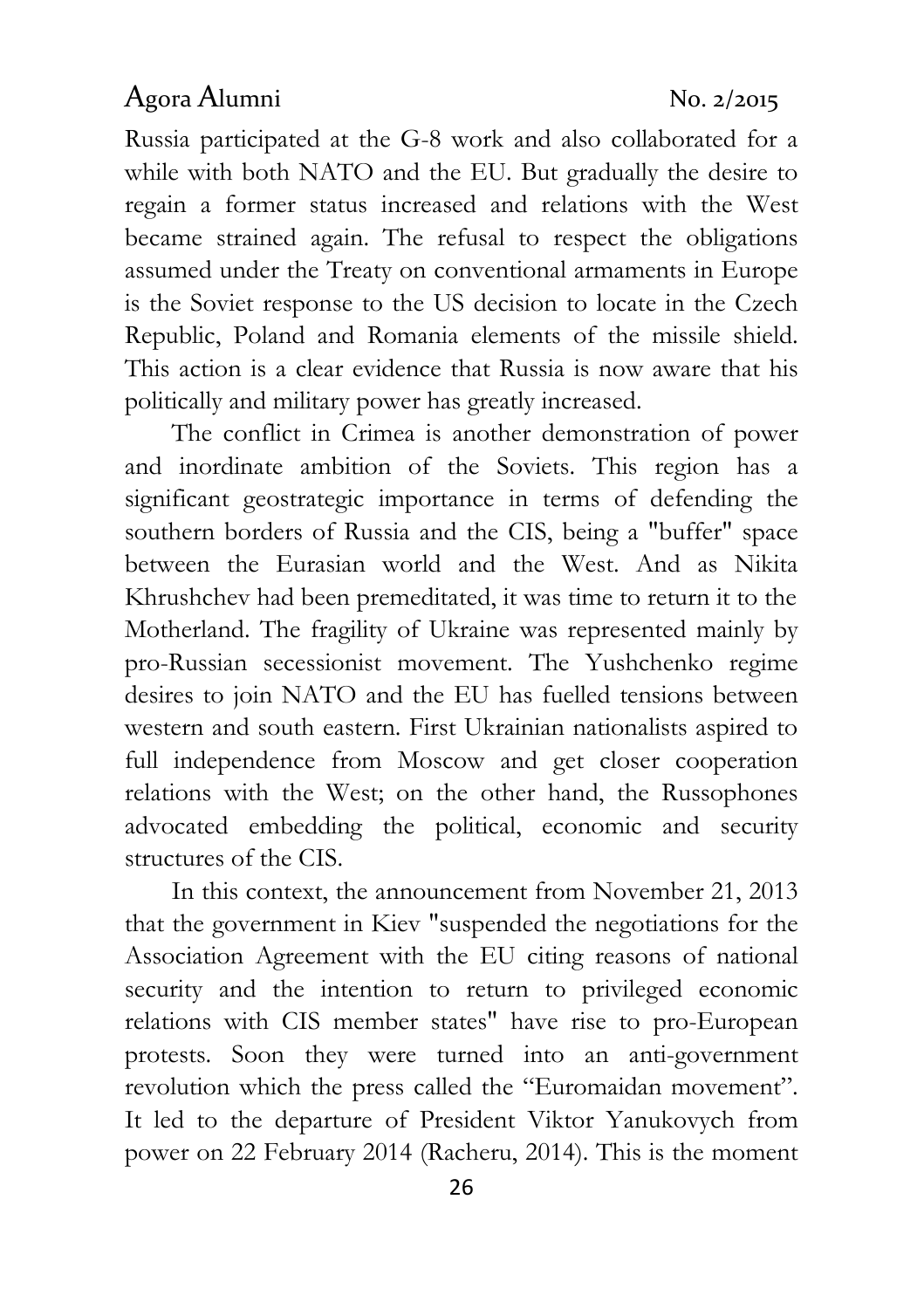Russia participated at the G-8 work and also collaborated for a while with both NATO and the EU. But gradually the desire to regain a former status increased and relations with the West became strained again. The refusal to respect the obligations assumed under the Treaty on conventional armaments in Europe is the Soviet response to the US decision to locate in the Czech Republic, Poland and Romania elements of the missile shield. This action is a clear evidence that Russia is now aware that his politically and military power has greatly increased.

The conflict in Crimea is another demonstration of power and inordinate ambition of the Soviets. This region has a significant geostrategic importance in terms of defending the southern borders of Russia and the CIS, being a "buffer" space between the Eurasian world and the West. And as Nikita Khrushchev had been premeditated, it was time to return it to the Motherland. The fragility of Ukraine was represented mainly by pro-Russian secessionist movement. The Yushchenko regime desires to join NATO and the EU has fuelled tensions between western and south eastern. First Ukrainian nationalists aspired to full independence from Moscow and get closer cooperation relations with the West; on the other hand, the Russophones advocated embedding the political, economic and security structures of the CIS.

In this context, the announcement from November 21, 2013 that the government in Kiev "suspended the negotiations for the Association Agreement with the EU citing reasons of national security and the intention to return to privileged economic relations with CIS member states" have rise to pro-European protests. Soon they were turned into an anti-government revolution which the press called the "Euromaidan movement". It led to the departure of President Viktor Yanukovych from power on 22 February 2014 (Racheru, 2014). This is the moment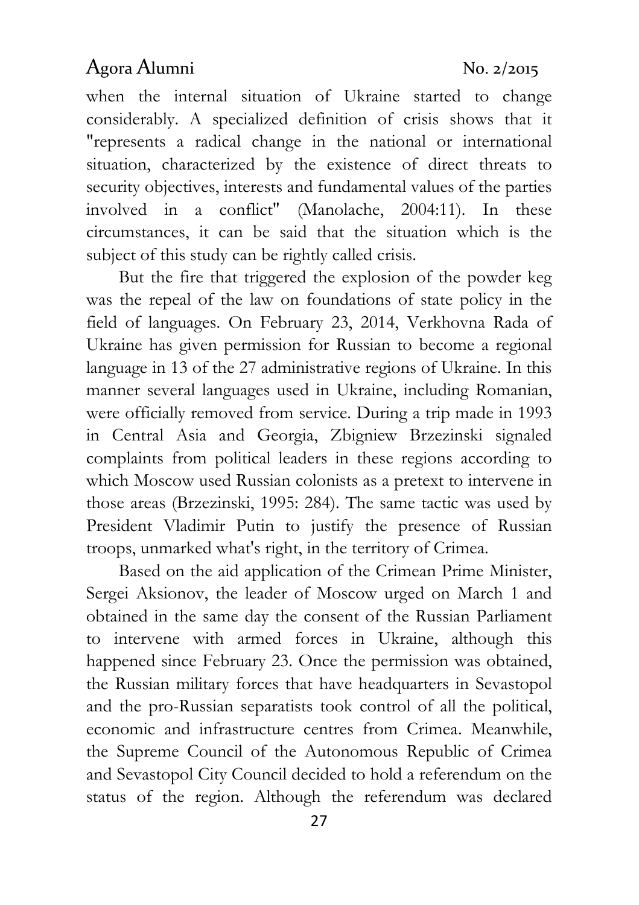when the internal situation of Ukraine started to change considerably. A specialized definition of crisis shows that it "represents a radical change in the national or international situation, characterized by the existence of direct threats to security objectives, interests and fundamental values of the parties involved in a conflict" (Manolache, 2004:11). In these circumstances, it can be said that the situation which is the subject of this study can be rightly called crisis.

But the fire that triggered the explosion of the powder keg was the repeal of the law on foundations of state policy in the field of languages. On February 23, 2014, Verkhovna Rada of Ukraine has given permission for Russian to become a regional language in 13 of the 27 administrative regions of Ukraine. In this manner several languages used in Ukraine, including Romanian, were officially removed from service. During a trip made in 1993 in Central Asia and Georgia, Zbigniew Brzezinski signaled complaints from political leaders in these regions according to which Moscow used Russian colonists as a pretext to intervene in those areas (Brzezinski, 1995: 284). The same tactic was used by President Vladimir Putin to justify the presence of Russian troops, unmarked what's right, in the territory of Crimea.

Based on the aid application of the Crimean Prime Minister, Sergei Aksionov, the leader of Moscow urged on March 1 and obtained in the same day the consent of the Russian Parliament to intervene with armed forces in Ukraine, although this happened since February 23. Once the permission was obtained, the Russian military forces that have headquarters in Sevastopol and the pro-Russian separatists took control of all the political, economic and infrastructure centres from Crimea. Meanwhile, the Supreme Council of the Autonomous Republic of Crimea and Sevastopol City Council decided to hold a referendum on the status of the region. Although the referendum was declared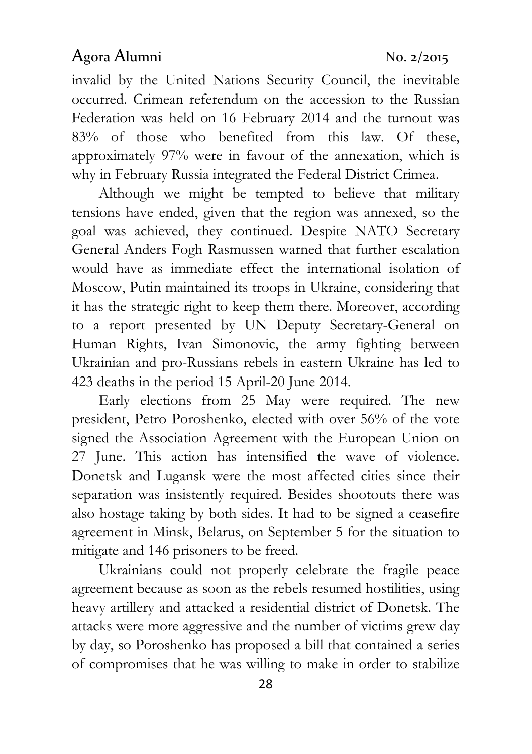invalid by the United Nations Security Council, the inevitable occurred. Crimean referendum on the accession to the Russian Federation was held on 16 February 2014 and the turnout was 83% of those who benefited from this law. Of these, approximately 97% were in favour of the annexation, which is why in February Russia integrated the Federal District Crimea.

Although we might be tempted to believe that military tensions have ended, given that the region was annexed, so the goal was achieved, they continued. Despite NATO Secretary General Anders Fogh Rasmussen warned that further escalation would have as immediate effect the international isolation of Moscow, Putin maintained its troops in Ukraine, considering that it has the strategic right to keep them there. Moreover, according to a report presented by UN Deputy Secretary-General on Human Rights, Ivan Simonovic, the army fighting between Ukrainian and pro-Russians rebels in eastern Ukraine has led to 423 deaths in the period 15 April-20 June 2014.

Early elections from 25 May were required. The new president, Petro Poroshenko, elected with over 56% of the vote signed the Association Agreement with the European Union on 27 June. This action has intensified the wave of violence. Donetsk and Lugansk were the most affected cities since their separation was insistently required. Besides shootouts there was also hostage taking by both sides. It had to be signed a ceasefire agreement in Minsk, Belarus, on September 5 for the situation to mitigate and 146 prisoners to be freed.

Ukrainians could not properly celebrate the fragile peace agreement because as soon as the rebels resumed hostilities, using heavy artillery and attacked a residential district of Donetsk. The attacks were more aggressive and the number of victims grew day by day, so Poroshenko has proposed a bill that contained a series of compromises that he was willing to make in order to stabilize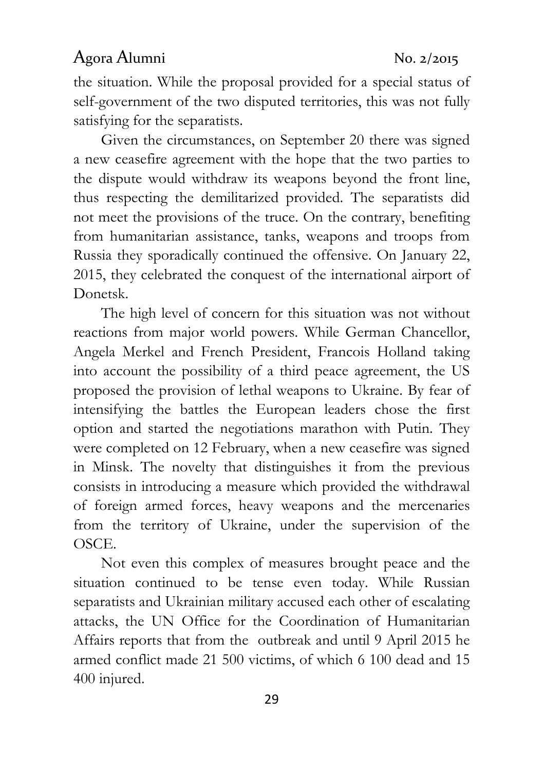the situation. While the proposal provided for a special status of self-government of the two disputed territories, this was not fully satisfying for the separatists.

Given the circumstances, on September 20 there was signed a new ceasefire agreement with the hope that the two parties to the dispute would withdraw its weapons beyond the front line, thus respecting the demilitarized provided. The separatists did not meet the provisions of the truce. On the contrary, benefiting from humanitarian assistance, tanks, weapons and troops from Russia they sporadically continued the offensive. On January 22, 2015, they celebrated the conquest of the international airport of Donetsk.

The high level of concern for this situation was not without reactions from major world powers. While German Chancellor, Angela Merkel and French President, Francois Holland taking into account the possibility of a third peace agreement, the US proposed the provision of lethal weapons to Ukraine. By fear of intensifying the battles the European leaders chose the first option and started the negotiations marathon with Putin. They were completed on 12 February, when a new ceasefire was signed in Minsk. The novelty that distinguishes it from the previous consists in introducing a measure which provided the withdrawal of foreign armed forces, heavy weapons and the mercenaries from the territory of Ukraine, under the supervision of the OSCE.

Not even this complex of measures brought peace and the situation continued to be tense even today. While Russian separatists and Ukrainian military accused each other of escalating attacks, the UN Office for the Coordination of Humanitarian Affairs reports that from the outbreak and until 9 April 2015 he armed conflict made 21 500 victims, of which 6 100 dead and 15 400 injured.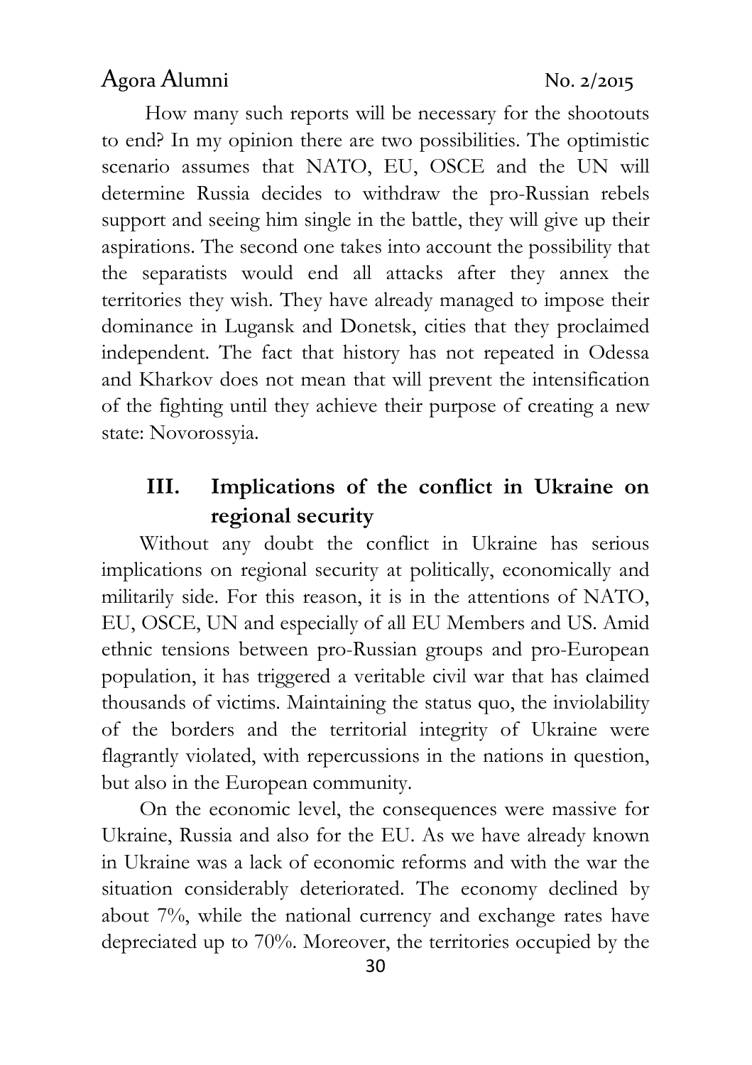How many such reports will be necessary for the shootouts to end? In my opinion there are two possibilities. The optimistic scenario assumes that NATO, EU, OSCE and the UN will determine Russia decides to withdraw the pro-Russian rebels support and seeing him single in the battle, they will give up their aspirations. The second one takes into account the possibility that the separatists would end all attacks after they annex the territories they wish. They have already managed to impose their dominance in Lugansk and Donetsk, cities that they proclaimed independent. The fact that history has not repeated in Odessa and Kharkov does not mean that will prevent the intensification of the fighting until they achieve their purpose of creating a new state: Novorossyia.

## III. Implications of the conflict in Ukraine on regional security

Without any doubt the conflict in Ukraine has serious implications on regional security at politically, economically and militarily side. For this reason, it is in the attentions of NATO, EU, OSCE, UN and especially of all EU Members and US. Amid ethnic tensions between pro-Russian groups and pro-European population, it has triggered a veritable civil war that has claimed thousands of victims. Maintaining the status quo, the inviolability of the borders and the territorial integrity of Ukraine were flagrantly violated, with repercussions in the nations in question, but also in the European community.

On the economic level, the consequences were massive for Ukraine, Russia and also for the EU. As we have already known in Ukraine was a lack of economic reforms and with the war the situation considerably deteriorated. The economy declined by about 7%, while the national currency and exchange rates have depreciated up to 70%. Moreover, the territories occupied by the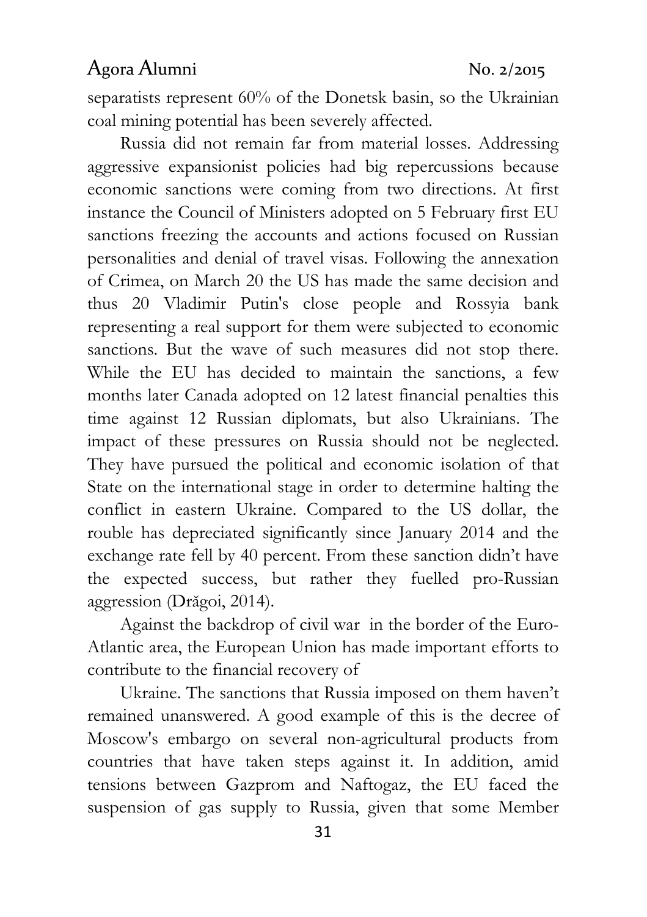separatists represent 60% of the Donetsk basin, so the Ukrainian coal mining potential has been severely affected.

Russia did not remain far from material losses. Addressing aggressive expansionist policies had big repercussions because economic sanctions were coming from two directions. At first instance the Council of Ministers adopted on 5 February first EU sanctions freezing the accounts and actions focused on Russian personalities and denial of travel visas. Following the annexation of Crimea, on March 20 the US has made the same decision and thus 20 Vladimir Putin's close people and Rossyia bank representing a real support for them were subjected to economic sanctions. But the wave of such measures did not stop there. While the EU has decided to maintain the sanctions, a few months later Canada adopted on 12 latest financial penalties this time against 12 Russian diplomats, but also Ukrainians. The impact of these pressures on Russia should not be neglected. They have pursued the political and economic isolation of that State on the international stage in order to determine halting the conflict in eastern Ukraine. Compared to the US dollar, the rouble has depreciated significantly since January 2014 and the exchange rate fell by 40 percent. From these sanction didn't have the expected success, but rather they fuelled pro-Russian aggression (Drăgoi, 2014).

Against the backdrop of civil war in the border of the Euro-Atlantic area, the European Union has made important efforts to contribute to the financial recovery of

Ukraine. The sanctions that Russia imposed on them haven't remained unanswered. A good example of this is the decree of Moscow's embargo on several non-agricultural products from countries that have taken steps against it. In addition, amid tensions between Gazprom and Naftogaz, the EU faced the suspension of gas supply to Russia, given that some Member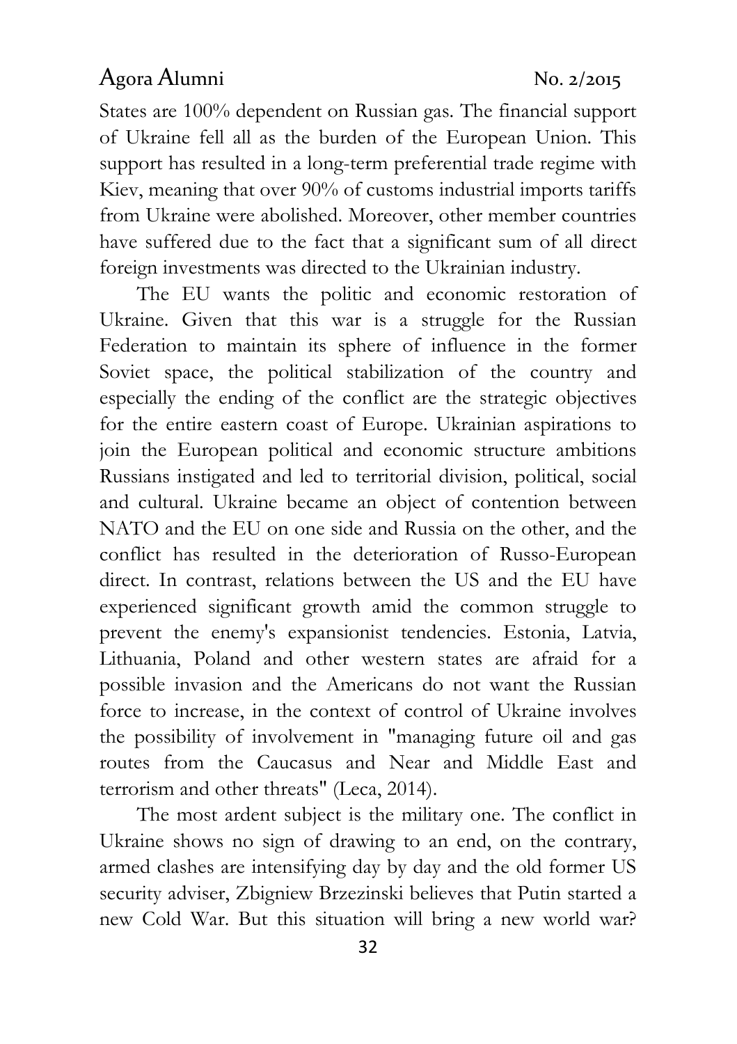States are 100% dependent on Russian gas. The financial support of Ukraine fell all as the burden of the European Union. This support has resulted in a long-term preferential trade regime with Kiev, meaning that over 90% of customs industrial imports tariffs from Ukraine were abolished. Moreover, other member countries have suffered due to the fact that a significant sum of all direct foreign investments was directed to the Ukrainian industry.

The EU wants the politic and economic restoration of Ukraine. Given that this war is a struggle for the Russian Federation to maintain its sphere of influence in the former Soviet space, the political stabilization of the country and especially the ending of the conflict are the strategic objectives for the entire eastern coast of Europe. Ukrainian aspirations to join the European political and economic structure ambitions Russians instigated and led to territorial division, political, social and cultural. Ukraine became an object of contention between NATO and the EU on one side and Russia on the other, and the conflict has resulted in the deterioration of Russo-European direct. In contrast, relations between the US and the EU have experienced significant growth amid the common struggle to prevent the enemy's expansionist tendencies. Estonia, Latvia, Lithuania, Poland and other western states are afraid for a possible invasion and the Americans do not want the Russian force to increase, in the context of control of Ukraine involves the possibility of involvement in "managing future oil and gas routes from the Caucasus and Near and Middle East and terrorism and other threats" (Leca, 2014).

The most ardent subject is the military one. The conflict in Ukraine shows no sign of drawing to an end, on the contrary, armed clashes are intensifying day by day and the old former US security adviser, Zbigniew Brzezinski believes that Putin started a new Cold War. But this situation will bring a new world war?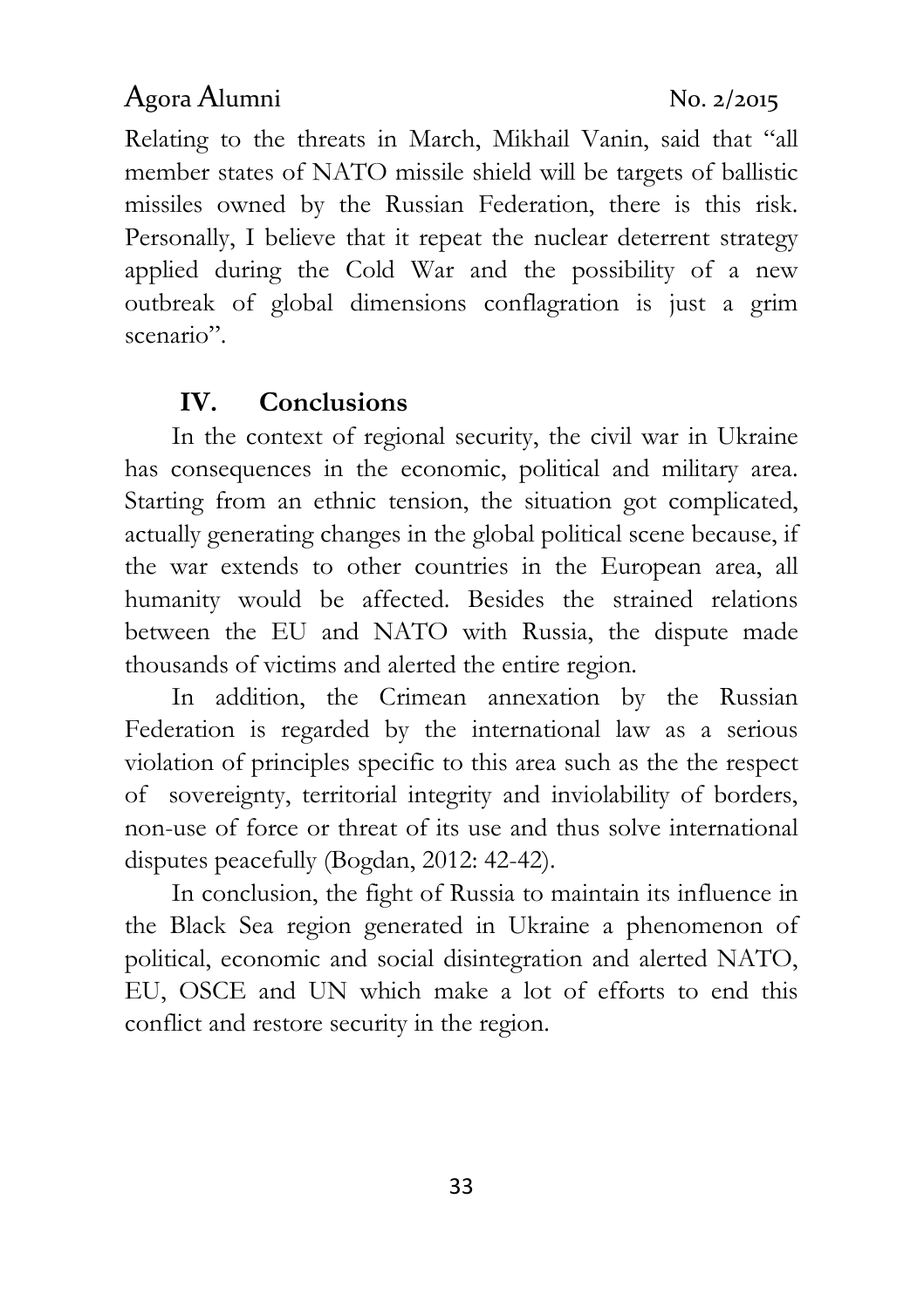Relating to the threats in March, Mikhail Vanin, said that "all member states of NATO missile shield will be targets of ballistic missiles owned by the Russian Federation, there is this risk. Personally, I believe that it repeat the nuclear deterrent strategy applied during the Cold War and the possibility of a new outbreak of global dimensions conflagration is just a grim scenario".

## IV. Conclusions

In the context of regional security, the civil war in Ukraine has consequences in the economic, political and military area. Starting from an ethnic tension, the situation got complicated, actually generating changes in the global political scene because, if the war extends to other countries in the European area, all humanity would be affected. Besides the strained relations between the EU and NATO with Russia, the dispute made thousands of victims and alerted the entire region.

In addition, the Crimean annexation by the Russian Federation is regarded by the international law as a serious violation of principles specific to this area such as the the respect of sovereignty, territorial integrity and inviolability of borders, non-use of force or threat of its use and thus solve international disputes peacefully (Bogdan, 2012: 42-42).

In conclusion, the fight of Russia to maintain its influence in the Black Sea region generated in Ukraine a phenomenon of political, economic and social disintegration and alerted NATO, EU, OSCE and UN which make a lot of efforts to end this conflict and restore security in the region.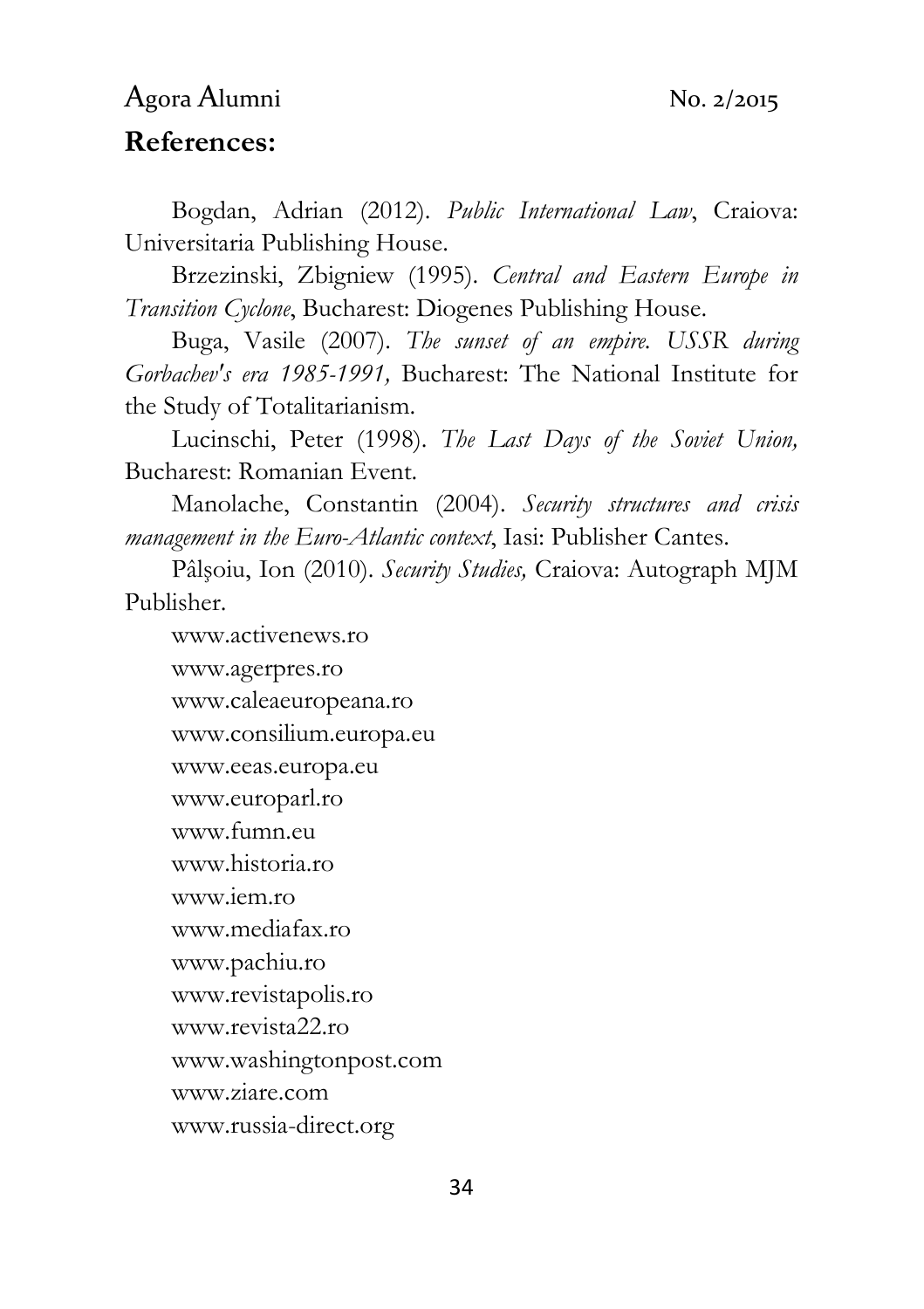## References:

Bogdan, Adrian (2012). *Public International Law*, Craiova: Universitaria Publishing House.

Brzezinski, Zbigniew (1995). *Central and Eastern Europe in Transition Cyclone*, Bucharest: Diogenes Publishing House.

Buga, Vasile (2007). *The sunset of an empire. USSR during Gorbachev's era 1985-1991,* Bucharest: The National Institute for the Study of Totalitarianism.

Lucinschi, Peter (1998). *The Last Days of the Soviet Union,* Bucharest: Romanian Event.

Manolache, Constantin (2004). *Security structures and crisis management in the Euro-Atlantic context*, Iasi: Publisher Cantes.

Pâlşoiu, Ion (2010). *Security Studies,* Craiova: Autograph MJM Publisher.

www.activenews.ro

www.agerpres.ro

www.caleaeuropeana.ro

www.consilium.europa.eu

www.eeas.europa.eu

www.europarl.ro

www.fumn.eu

www.historia.ro

www.iem.ro

www.mediafax.ro

www.pachiu.ro

www.revistapolis.ro

www.revista22.ro

www.washingtonpost.com

www.ziare.com

www.russia-direct.org